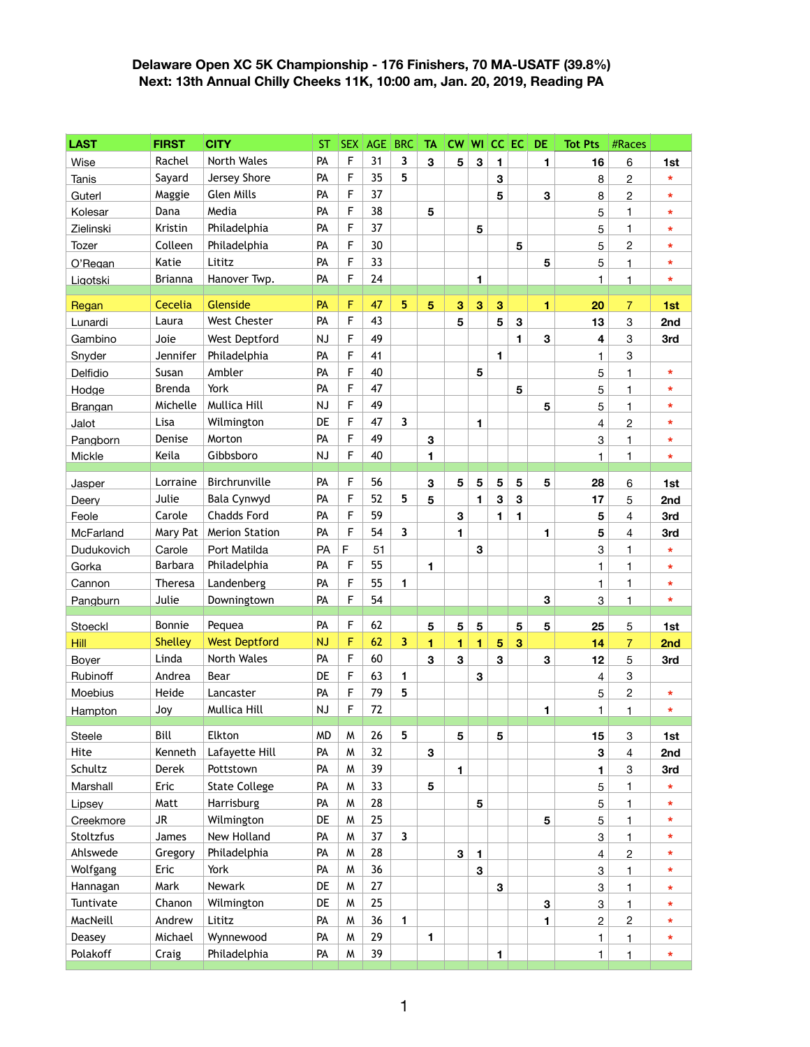**Delaware Open XC 5K Championship - 176 Finishers, 70 MA-USATF (39.8%)**
**Next: 13th Annual Chilly Cheeks 11K, 10:00 am, Jan. 20, 2019, Reading PA**

| LAST | FIRST | CITY | ST | SEX | AGE | BRC | TA | CW | WI | CC | EC | DE | Tot Pts | #Races | |
|---|---|---|---|---|---|---|---|---|---|---|---|---|---|---|---|
| Wise | Rachel | North Wales | PA | F | 31 | 3 | 3 | 5 | 3 | 1 | | 1 | 16 | 6 | 1st |
| Tanis | Sayard | Jersey Shore | PA | F | 35 | 5 | | | | 3 | | | 8 | 2 | * |
| Guterl | Maggie | Glen Mills | PA | F | 37 | | | | | 5 | | 3 | 8 | 2 | * |
| Kolesar | Dana | Media | PA | F | 38 | | 5 | | | | | | 5 | 1 | * |
| Zielinski | Kristin | Philadelphia | PA | F | 37 | | | | 5 | | | | 5 | 1 | * |
| Tozer | Colleen | Philadelphia | PA | F | 30 | | | | | | 5 | | 5 | 2 | * |
| O'Regan | Katie | Lititz | PA | F | 33 | | | | | | | 5 | 5 | 1 | * |
| Ligotski | Brianna | Hanover Twp. | PA | F | 24 | | | | 1 | | | | 1 | 1 | * |
| | | | | | | | | | | | | | | | |
| Regan | Cecelia | Glenside | PA | F | 47 | 5 | 5 | 3 | 3 | 3 | | 1 | 20 | 7 | 1st |
| Lunardi | Laura | West Chester | PA | F | 43 | | | 5 | | 5 | 3 | | 13 | 3 | 2nd |
| Gambino | Joie | West Deptford | NJ | F | 49 | | | | | | 1 | 3 | 4 | 3 | 3rd |
| Snyder | Jennifer | Philadelphia | PA | F | 41 | | | | | 1 | | | 1 | 3 | |
| Delfidio | Susan | Ambler | PA | F | 40 | | | | 5 | | | | 5 | 1 | * |
| Hodge | Brenda | York | PA | F | 47 | | | | | | 5 | | 5 | 1 | * |
| Brangan | Michelle | Mullica Hill | NJ | F | 49 | | | | | | | 5 | 5 | 1 | * |
| Jalot | Lisa | Wilmington | DE | F | 47 | 3 | | | 1 | | | | 4 | 2 | * |
| Pangborn | Denise | Morton | PA | F | 49 | | 3 | | | | | | 3 | 1 | * |
| Mickle | Keila | Gibbsboro | NJ | F | 40 | | 1 | | | | | | 1 | 1 | * |
| | | | | | | | | | | | | | | | |
| Jasper | Lorraine | Birchrunville | PA | F | 56 | | 3 | 5 | 5 | 5 | 5 | 5 | 28 | 6 | 1st |
| Deery | Julie | Bala Cynwyd | PA | F | 52 | 5 | 5 | | 1 | 3 | 3 | | 17 | 5 | 2nd |
| Feole | Carole | Chadds Ford | PA | F | 59 | | | 3 | | 1 | 1 | | 5 | 4 | 3rd |
| McFarland | Mary Pat | Merion Station | PA | F | 54 | 3 | | 1 | | | | 1 | 5 | 4 | 3rd |
| Dudukovich | Carole | Port Matilda | PA | F | 51 | | | | 3 | | | | 3 | 1 | * |
| Gorka | Barbara | Philadelphia | PA | F | 55 | | 1 | | | | | | 1 | 1 | * |
| Cannon | Theresa | Landenberg | PA | F | 55 | 1 | | | | | | | 1 | 1 | * |
| Pangburn | Julie | Downingtown | PA | F | 54 | | | | | | | 3 | 3 | 1 | * |
| | | | | | | | | | | | | | | | |
| Stoeckl | Bonnie | Pequea | PA | F | 62 | | 5 | 5 | 5 | | 5 | 5 | 25 | 5 | 1st |
| Hill | Shelley | West Deptford | NJ | F | 62 | 3 | 1 | 1 | 1 | 5 | 3 | | 14 | 7 | 2nd |
| Boyer | Linda | North Wales | PA | F | 60 | | 3 | 3 | | 3 | | 3 | 12 | 5 | 3rd |
| Rubinoff | Andrea | Bear | DE | F | 63 | 1 | | | 3 | | | | 4 | 3 | |
| Moebius | Heide | Lancaster | PA | F | 79 | 5 | | | | | | | 5 | 2 | * |
| Hampton | Joy | Mullica Hill | NJ | F | 72 | | | | | | | 1 | 1 | 1 | * |
| | | | | | | | | | | | | | | | |
| Steele | Bill | Elkton | MD | M | 26 | 5 | | 5 | | 5 | | | 15 | 3 | 1st |
| Hite | Kenneth | Lafayette Hill | PA | M | 32 | | 3 | | | | | | 3 | 4 | 2nd |
| Schultz | Derek | Pottstown | PA | M | 39 | | | 1 | | | | | 1 | 3 | 3rd |
| Marshall | Eric | State College | PA | M | 33 | | 5 | | | | | | 5 | 1 | * |
| Lipsey | Matt | Harrisburg | PA | M | 28 | | | | 5 | | | | 5 | 1 | * |
| Creekmore | JR | Wilmington | DE | M | 25 | | | | | | | 5 | 5 | 1 | * |
| Stoltzfus | James | New Holland | PA | M | 37 | 3 | | | | | | | 3 | 1 | * |
| Ahlswede | Gregory | Philadelphia | PA | M | 28 | | | 3 | 1 | | | | 4 | 2 | * |
| Wolfgang | Eric | York | PA | M | 36 | | | | 3 | | | | 3 | 1 | * |
| Hannagan | Mark | Newark | DE | M | 27 | | | | | 3 | | | 3 | 1 | * |
| Tuntivate | Chanon | Wilmington | DE | M | 25 | | | | | | | 3 | 3 | 1 | * |
| MacNeill | Andrew | Lititz | PA | M | 36 | 1 | | | | | | 1 | 2 | 2 | * |
| Deasey | Michael | Wynnewood | PA | M | 29 | | 1 | | | | | | 1 | 1 | * |
| Polakoff | Craig | Philadelphia | PA | M | 39 | | | | | 1 | | | 1 | 1 | * |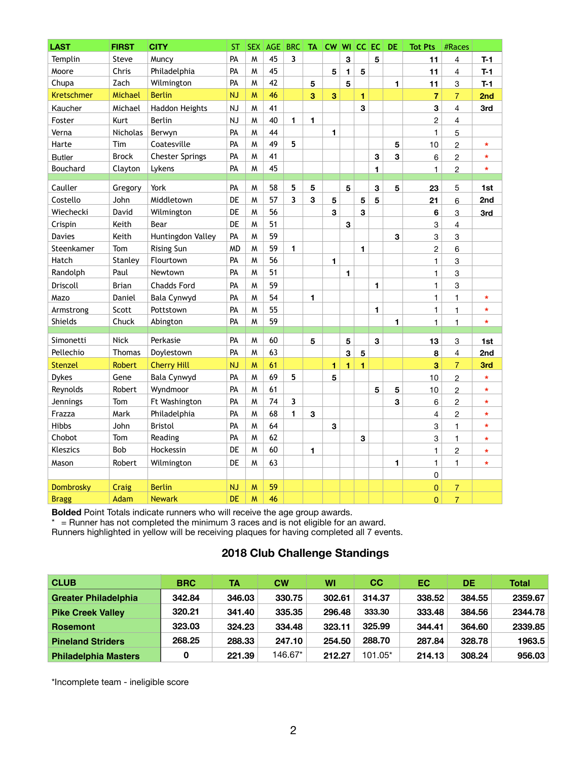| LAST | FIRST | CITY | ST | SEX | AGE | BRC | TA | CW | WI | CC | EC | DE | Tot Pts | #Races | |
|---|---|---|---|---|---|---|---|---|---|---|---|---|---|---|---|
| Templin | Steve | Muncy | PA | M | 45 | 3 | | | 3 | | 5 | | **11** | 4 | **T-1** |
| Moore | Chris | Philadelphia | PA | M | 45 | | | 5 | 1 | 5 | | | **11** | 4 | **T-1** |
| Chupa | Zach | Wilmington | PA | M | 42 | | 5 | | 5 | | | 1 | **11** | 3 | **T-1** |
| Kretschmer | Michael | Berlin | NJ | M | 46 | | 3 | 3 | | 1 | | | **7** | 7 | **2nd** |
| Kaucher | Michael | Haddon Heights | NJ | M | 41 | | | | | 3 | | | **3** | 4 | **3rd** |
| Foster | Kurt | Berlin | NJ | M | 40 | 1 | 1 | | | | | | 2 | 4 | |
| Verna | Nicholas | Berwyn | PA | M | 44 | | | 1 | | | | | 1 | 5 | |
| Harte | Tim | Coatesville | PA | M | 49 | 5 | | | | | | 5 | 10 | 2 | * |
| Butler | Brock | Chester Springs | PA | M | 41 | | | | | | 3 | 3 | 6 | 2 | * |
| Bouchard | Clayton | Lykens | PA | M | 45 | | | | | | 1 | | 1 | 2 | * |
| | | | | | | | | | | | | | | | |
| Cauller | Gregory | York | PA | M | 58 | 5 | 5 | | 5 | | 3 | 5 | **23** | 5 | **1st** |
| Costello | John | Middletown | DE | M | 57 | 3 | 3 | 5 | | 5 | 5 | | **21** | 6 | **2nd** |
| Wiechecki | David | Wilmington | DE | M | 56 | | | 3 | | 3 | | | **6** | 3 | **3rd** |
| Crispin | Keith | Bear | DE | M | 51 | | | | 3 | | | | 3 | 4 | |
| Davies | Keith | Huntingdon Valley | PA | M | 59 | | | | | | | 3 | 3 | 3 | |
| Steenkamer | Tom | Rising Sun | MD | M | 59 | 1 | | | | 1 | | | 2 | 6 | |
| Hatch | Stanley | Flourtown | PA | M | 56 | | | 1 | | | | | 1 | 3 | |
| Randolph | Paul | Newtown | PA | M | 51 | | | | 1 | | | | 1 | 3 | |
| Driscoll | Brian | Chadds Ford | PA | M | 59 | | | | | | 1 | | 1 | 3 | |
| Mazo | Daniel | Bala Cynwyd | PA | M | 54 | | 1 | | | | | | 1 | 1 | * |
| Armstrong | Scott | Pottstown | PA | M | 55 | | | | | | 1 | | 1 | 1 | * |
| Shields | Chuck | Abington | PA | M | 59 | | | | | | | 1 | 1 | 1 | * |
| | | | | | | | | | | | | | | | |
| Simonetti | Nick | Perkasie | PA | M | 60 | | 5 | | 5 | | 3 | | **13** | 3 | **1st** |
| Pellechio | Thomas | Doylestown | PA | M | 63 | | | | 3 | 5 | | | **8** | 4 | **2nd** |
| Stenzel | Robert | Cherry Hill | NJ | M | 61 | | | 1 | 1 | 1 | | | **3** | 7 | **3rd** |
| Dykes | Gene | Bala Cynwyd | PA | M | 69 | 5 | | 5 | | | | | 10 | 2 | * |
| Reynolds | Robert | Wyndmoor | PA | M | 61 | | | | | | 5 | 5 | 10 | 2 | * |
| Jennings | Tom | Ft Washington | PA | M | 74 | 3 | | | | | | 3 | 6 | 2 | * |
| Frazza | Mark | Philadelphia | PA | M | 68 | 1 | 3 | | | | | | 4 | 2 | * |
| Hibbs | John | Bristol | PA | M | 64 | | | 3 | | | | | 3 | 1 | * |
| Chobot | Tom | Reading | PA | M | 62 | | | | | 3 | | | 3 | 1 | * |
| Kleszics | Bob | Hockessin | DE | M | 60 | | 1 | | | | | | 1 | 2 | * |
| Mason | Robert | Wilmington | DE | M | 63 | | | | | | | 1 | 1 | 1 | * |
| | | | | | | | | | | | | | 0 | | |
| Dombrosky | Craig | Berlin | NJ | M | 59 | | | | | | | | 0 | 7 | |
| Bragg | Adam | Newark | DE | M | 46 | | | | | | | | 0 | 7 | |

**Bolded** Point Totals indicate runners who will receive the age group awards.
* = Runner has not completed the minimum 3 races and is not eligible for an award.
Runners highlighted in yellow will be receiving plaques for having completed all 7 events.

## 2018 Club Challenge Standings

| CLUB | BRC | TA | CW | WI | CC | EC | DE | Total |
|---|---|---|---|---|---|---|---|---|
| **Greater Philadelphia** | 342.84 | 346.03 | 330.75 | 302.61 | 314.37 | 338.52 | 384.55 | 2359.67 |
| **Pike Creek Valley** | 320.21 | 341.40 | 335.35 | 296.48 | 333.30 | 333.48 | 384.56 | 2344.78 |
| **Rosemont** | 323.03 | 324.23 | 334.48 | 323.11 | 325.99 | 344.41 | 364.60 | 2339.85 |
| **Pineland Striders** | 268.25 | 288.33 | 247.10 | 254.50 | 288.70 | 287.84 | 328.78 | 1963.5 |
| **Philadelphia Masters** | 0 | 221.39 | 146.67* | 212.27 | 101.05* | 214.13 | 308.24 | 956.03 |

*Incomplete team - ineligible score